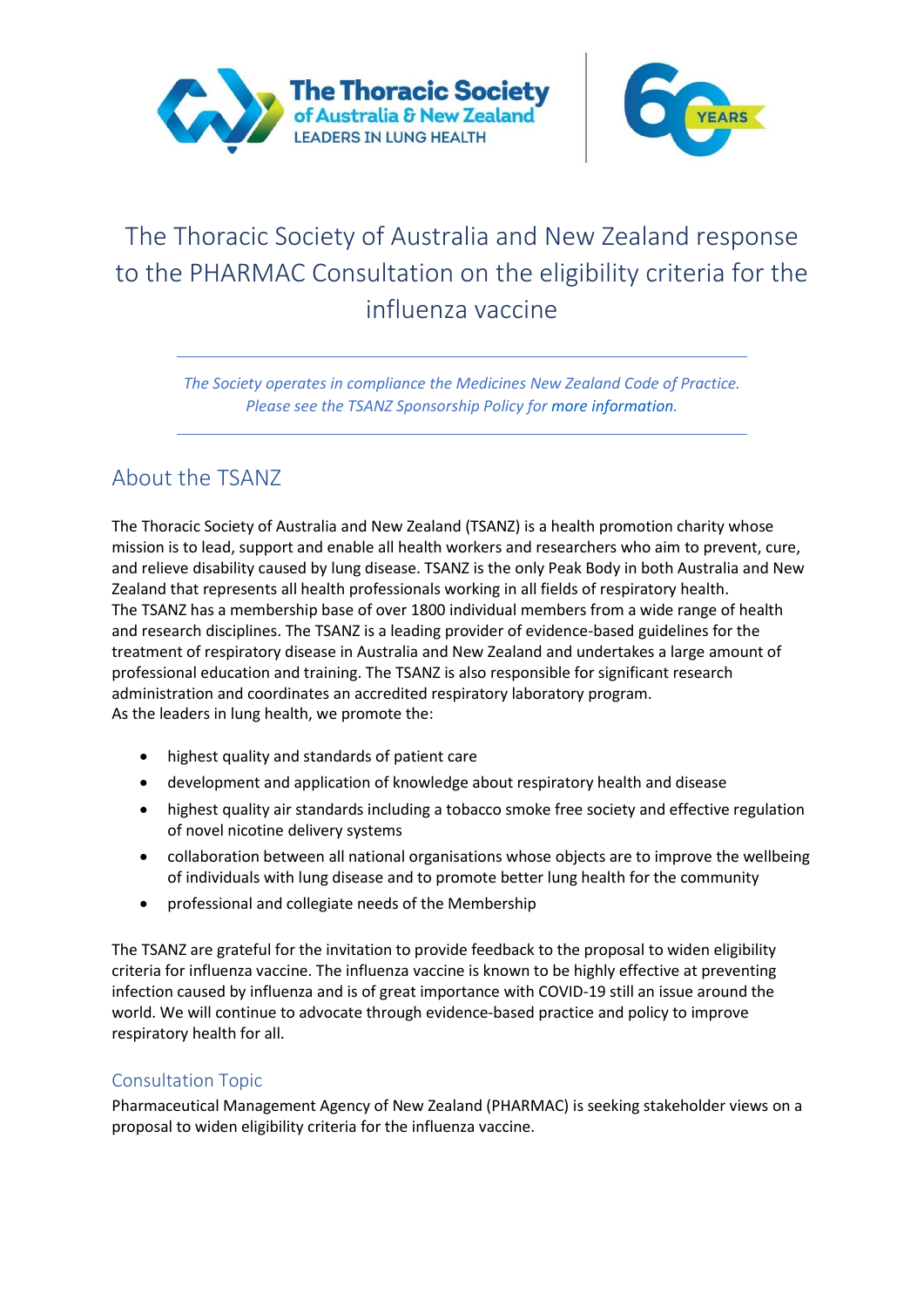# The Thoracic Society of Australia and New Zealand response to the PHARMAC Consultation on the eligibility criteria for the influenza vaccine

*The Society operates in compliance the Medicines New Zealand Code of Practice. Please see the TSANZ Sponsorship Policy for more information.*

## About the TSANZ

The Thoracic Society of Australia and New Zealand (TSANZ) is a health promotion charity whose mission is to lead, support and enable all health workers and researchers who aim to prevent, cure, and relieve disability caused by lung disease. TSANZ is the only Peak Body in both Australia and New Zealand that represents all health professionals working in all fields of respiratory health.
The TSANZ has a membership base of over 1800 individual members from a wide range of health and research disciplines. The TSANZ is a leading provider of evidence-based guidelines for the treatment of respiratory disease in Australia and New Zealand and undertakes a large amount of professional education and training. The TSANZ is also responsible for significant research administration and coordinates an accredited respiratory laboratory program.
As the leaders in lung health, we promote the:

- highest quality and standards of patient care
- development and application of knowledge about respiratory health and disease
- highest quality air standards including a tobacco smoke free society and effective regulation of novel nicotine delivery systems
- collaboration between all national organisations whose objects are to improve the wellbeing of individuals with lung disease and to promote better lung health for the community
- professional and collegiate needs of the Membership

The TSANZ are grateful for the invitation to provide feedback to the proposal to widen eligibility criteria for influenza vaccine. The influenza vaccine is known to be highly effective at preventing infection caused by influenza and is of great importance with COVID-19 still an issue around the world. We will continue to advocate through evidence-based practice and policy to improve respiratory health for all.

### Consultation Topic

Pharmaceutical Management Agency of New Zealand (PHARMAC) is seeking stakeholder views on a proposal to widen eligibility criteria for the influenza vaccine.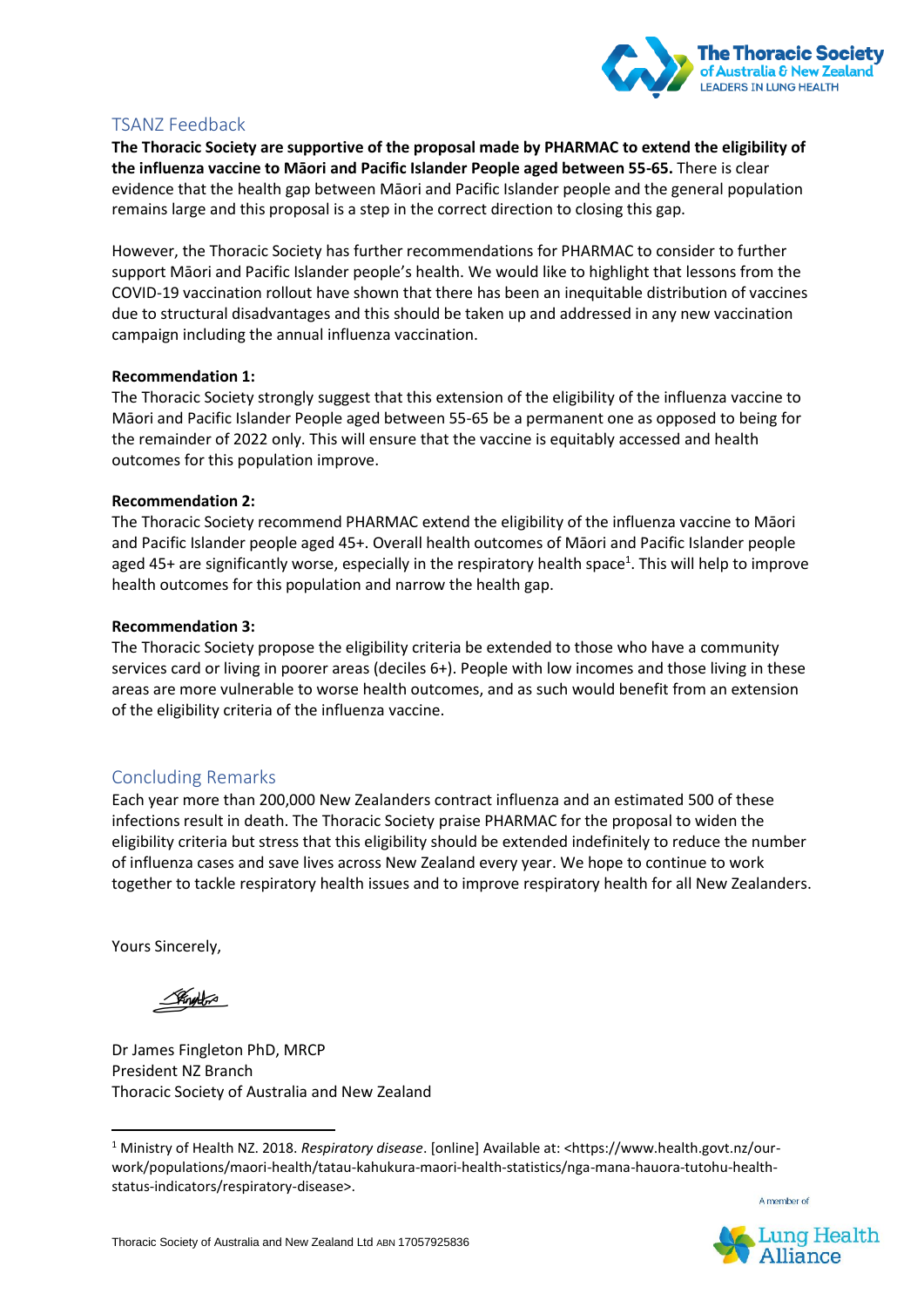## TSANZ Feedback

**The Thoracic Society are supportive of the proposal made by PHARMAC to extend the eligibility of the influenza vaccine to Māori and Pacific Islander People aged between 55-65.** There is clear evidence that the health gap between Māori and Pacific Islander people and the general population remains large and this proposal is a step in the correct direction to closing this gap.

However, the Thoracic Society has further recommendations for PHARMAC to consider to further support Māori and Pacific Islander people's health. We would like to highlight that lessons from the COVID-19 vaccination rollout have shown that there has been an inequitable distribution of vaccines due to structural disadvantages and this should be taken up and addressed in any new vaccination campaign including the annual influenza vaccination.

**Recommendation 1:**

The Thoracic Society strongly suggest that this extension of the eligibility of the influenza vaccine to Māori and Pacific Islander People aged between 55-65 be a permanent one as opposed to being for the remainder of 2022 only. This will ensure that the vaccine is equitably accessed and health outcomes for this population improve.

**Recommendation 2:**

The Thoracic Society recommend PHARMAC extend the eligibility of the influenza vaccine to Māori and Pacific Islander people aged 45+. Overall health outcomes of Māori and Pacific Islander people aged 45+ are significantly worse, especially in the respiratory health space[1]. This will help to improve health outcomes for this population and narrow the health gap.

**Recommendation 3:**

The Thoracic Society propose the eligibility criteria be extended to those who have a community services card or living in poorer areas (deciles 6+). People with low incomes and those living in these areas are more vulnerable to worse health outcomes, and as such would benefit from an extension of the eligibility criteria of the influenza vaccine.

## Concluding Remarks

Each year more than 200,000 New Zealanders contract influenza and an estimated 500 of these infections result in death. The Thoracic Society praise PHARMAC for the proposal to widen the eligibility criteria but stress that this eligibility should be extended indefinitely to reduce the number of influenza cases and save lives across New Zealand every year. We hope to continue to work together to tackle respiratory health issues and to improve respiratory health for all New Zealanders.

Yours Sincerely,

Dr James Fingleton PhD, MRCP
President NZ Branch
Thoracic Society of Australia and New Zealand

[1] Ministry of Health NZ. 2018. *Respiratory disease*. [online] Available at: <https://www.health.govt.nz/our-work/populations/maori-health/tatau-kahukura-maori-health-statistics/nga-mana-hauora-tutohu-health-status-indicators/respiratory-disease>.